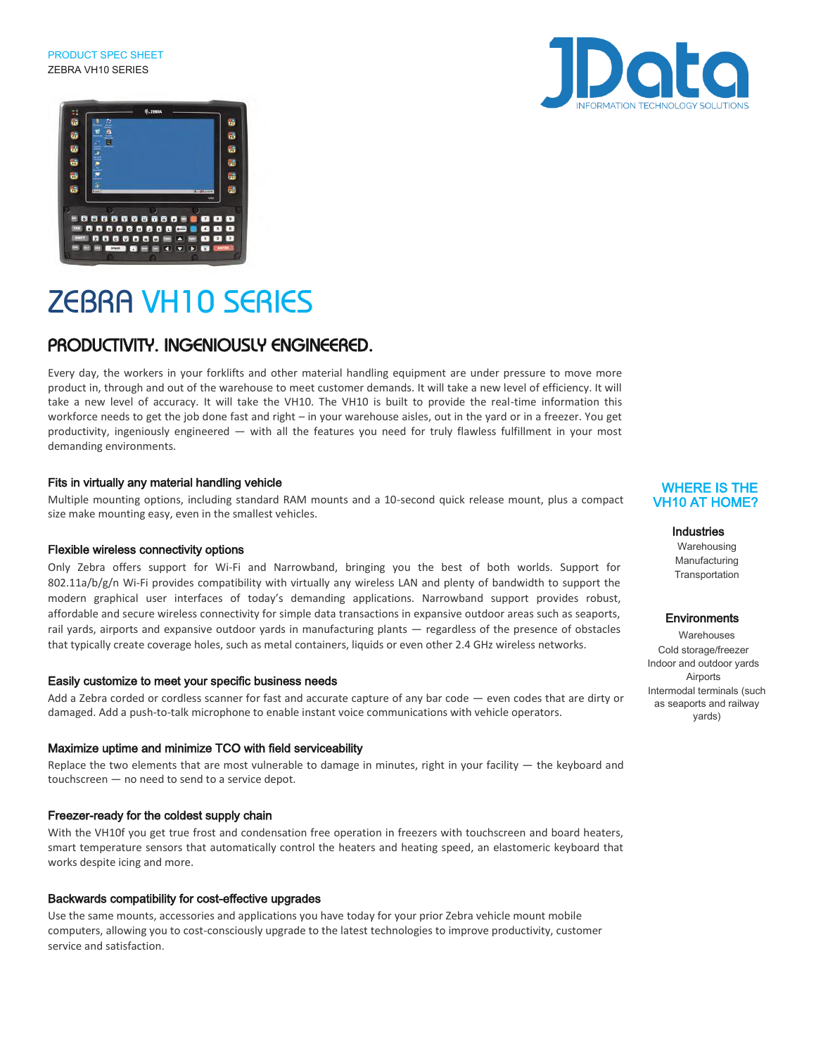PRODUCT SPEC SHEET
ZEBRA VH10 SERIES

JData
INFORMATION TECHNOLOGY SOLUTIONS

# ZEBRA VH10 SERIES

## PRODUCTIVITY. INGENIOUSLY ENGINEERED.

Every day, the workers in your forklifts and other material handling equipment are under pressure to move more product in, through and out of the warehouse to meet customer demands. It will take a new level of efficiency. It will take a new level of accuracy. It will take the VH10. The VH10 is built to provide the real-time information this workforce needs to get the job done fast and right – in your warehouse aisles, out in the yard or in a freezer. You get productivity, ingeniously engineered — with all the features you need for truly flawless fulfillment in your most demanding environments.

### Fits in virtually any material handling vehicle

Multiple mounting options, including standard RAM mounts and a 10-second quick release mount, plus a compact size make mounting easy, even in the smallest vehicles.

### Flexible wireless connectivity options

Only Zebra offers support for Wi-Fi and Narrowband, bringing you the best of both worlds. Support for 802.11a/b/g/n Wi-Fi provides compatibility with virtually any wireless LAN and plenty of bandwidth to support the modern graphical user interfaces of today's demanding applications. Narrowband support provides robust, affordable and secure wireless connectivity for simple data transactions in expansive outdoor areas such as seaports, rail yards, airports and expansive outdoor yards in manufacturing plants — regardless of the presence of obstacles that typically create coverage holes, such as metal containers, liquids or even other 2.4 GHz wireless networks.

### Easily customize to meet your specific business needs

Add a Zebra corded or cordless scanner for fast and accurate capture of any bar code — even codes that are dirty or damaged. Add a push-to-talk microphone to enable instant voice communications with vehicle operators.

### Maximize uptime and minimize TCO with field serviceability

Replace the two elements that are most vulnerable to damage in minutes, right in your facility — the keyboard and touchscreen — no need to send to a service depot.

### Freezer-ready for the coldest supply chain

With the VH10f you get true frost and condensation free operation in freezers with touchscreen and board heaters, smart temperature sensors that automatically control the heaters and heating speed, an elastomeric keyboard that works despite icing and more.

### Backwards compatibility for cost-effective upgrades

Use the same mounts, accessories and applications you have today for your prior Zebra vehicle mount mobile computers, allowing you to cost-consciously upgrade to the latest technologies to improve productivity, customer service and satisfaction.

### WHERE IS THE VH10 AT HOME?

**Industries**

Warehousing
Manufacturing
Transportation

**Environments**

Warehouses
Cold storage/freezer
Indoor and outdoor yards
Airports
Intermodal terminals (such as seaports and railway yards)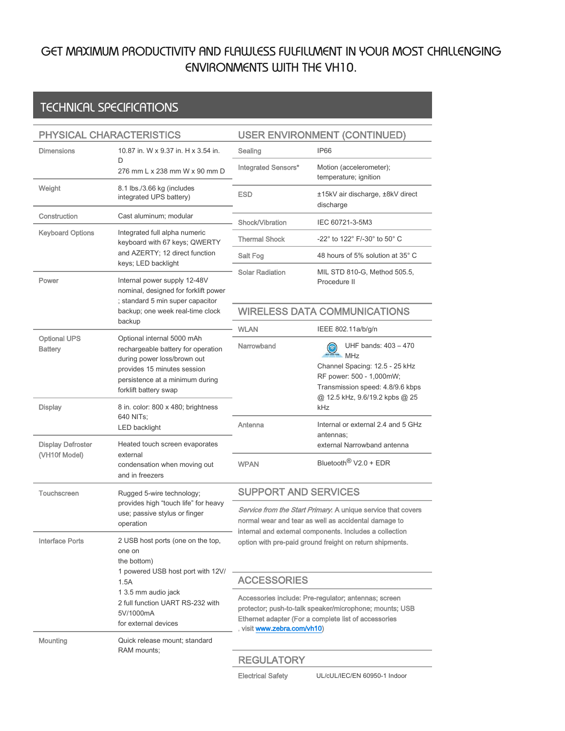# GET MAXIMUM PRODUCTIVITY AND FLAWLESS FULFILLMENT IN YOUR MOST CHALLENGING ENVIRONMENTS WITH THE VH10.

## TECHNICAL SPECIFICATIONS

### PHYSICAL CHARACTERISTICS

| | |
|---|---|
| Dimensions | 10.87 in. W x 9.37 in. H x 3.54 in. D<br>276 mm L x 238 mm W x 90 mm D |
| Weight | 8.1 lbs./3.66 kg (includes integrated UPS battery) |
| Construction | Cast aluminum; modular |
| Keyboard Options | Integrated full alpha numeric keyboard with 67 keys; QWERTY and AZERTY; 12 direct function keys; LED backlight |
| Power | Internal power supply 12-48V nominal, designed for forklift power ; standard 5 min super capacitor backup; one week real-time clock backup |
| Optional UPS Battery | Optional internal 5000 mAh rechargeable battery for operation during power loss/brown out provides 15 minutes session persistence at a minimum during forklift battery swap |
| Display | 8 in. color: 800 x 480; brightness 640 NITs;<br>LED backlight |
| Display Defroster (VH10f Model) | Heated touch screen evaporates external<br>condensation when moving out and in freezers |
| Touchscreen | Rugged 5-wire technology; provides high "touch life" for heavy use; passive stylus or finger operation |
| Interface Ports | 2 USB host ports (one on the top, one on<br>the bottom)<br>1 powered USB host port with 12V/ 1.5A<br>1 3.5 mm audio jack<br>2 full function UART RS-232 with 5V/1000mA<br>for external devices |
| Mounting | Quick release mount; standard RAM mounts; |

### USER ENVIRONMENT (CONTINUED)

| | |
|---|---|
| Sealing | IP66 |
| Integrated Sensors* | Motion (accelerometer); temperature; ignition |
| ESD | ±15kV air discharge, ±8kV direct discharge |
| Shock/Vibration | IEC 60721-3-5M3 |
| Thermal Shock | -22° to 122° F/-30° to 50° C |
| Salt Fog | 48 hours of 5% solution at 35° C |
| Solar Radiation | MIL STD 810-G, Method 505.5, Procedure II |

### WIRELESS DATA COMMUNICATIONS

| | |
|---|---|
| WLAN | IEEE 802.11a/b/g/n |
| Narrowband | UHF bands: 403 – 470 MHz<br>Channel Spacing: 12.5 - 25 kHz<br>RF power: 500 - 1,000mW;<br>Transmission speed: 4.8/9.6 kbps @ 12.5 kHz, 9.6/19.2 kpbs @ 25 kHz |
| Antenna | Internal or external 2.4 and 5 GHz antennas;<br>external Narrowband antenna |
| WPAN | Bluetooth® V2.0 + EDR |

### SUPPORT AND SERVICES

*Service from the Start Primary*: A unique service that covers normal wear and tear as well as accidental damage to internal and external components. Includes a collection option with pre-paid ground freight on return shipments.

### ACCESSORIES

Accessories include: Pre-regulator; antennas; screen protector; push-to-talk speaker/microphone; mounts; USB Ethernet adapter (For a complete list of accessories , visit www.zebra.com/vh10)

### REGULATORY

| | |
|---|---|
| Electrical Safety | UL/cUL/IEC/EN 60950-1 Indoor |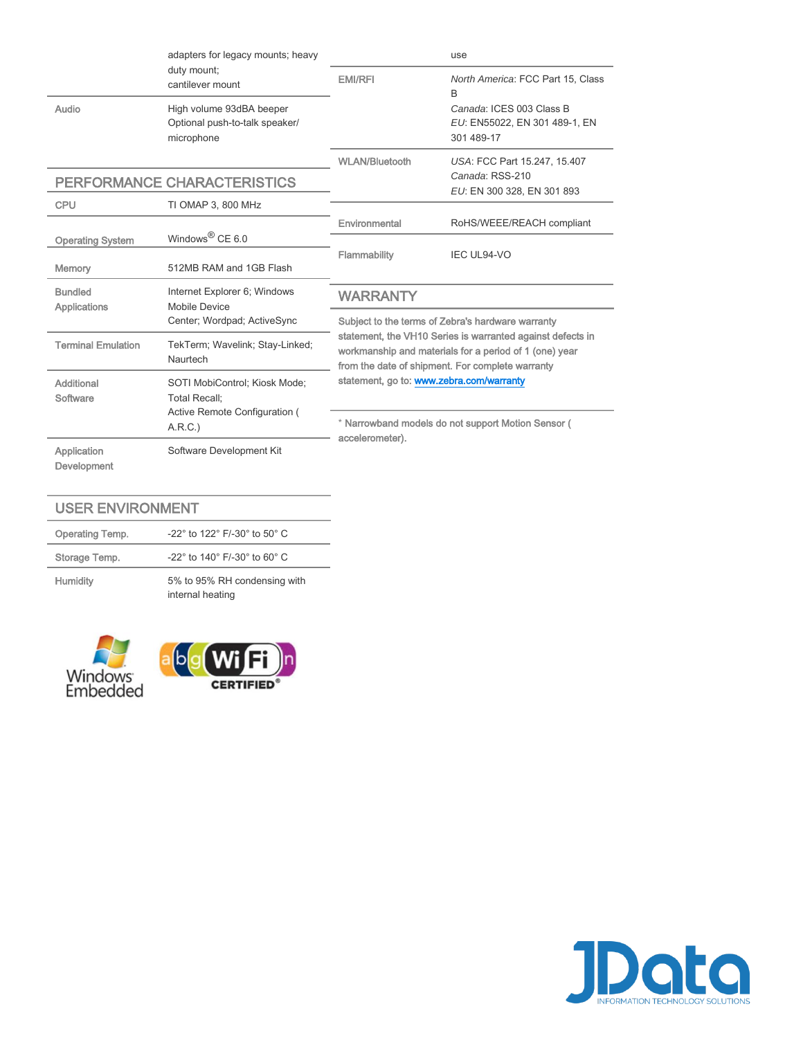| | |
|---|---|
| | adapters for legacy mounts; heavy duty mount; cantilever mount |
| Audio | High volume 93dBA beeper Optional push-to-talk speaker/ microphone |

## PERFORMANCE CHARACTERISTICS

| | |
|---|---|
| CPU | TI OMAP 3, 800 MHz |
| Operating System | Windows® CE 6.0 |
| Memory | 512MB RAM and 1GB Flash |
| Bundled Applications | Internet Explorer 6; Windows Mobile Device Center; Wordpad; ActiveSync |
| Terminal Emulation | TekTerm; Wavelink; Stay-Linked; Naurtech |
| Additional Software | SOTI MobiControl; Kiosk Mode; Total Recall; Active Remote Configuration ( A.R.C.) |
| Application Development | Software Development Kit |

## USER ENVIRONMENT

| | |
|---|---|
| Operating Temp. | -22° to 122° F/-30° to 50° C |
| Storage Temp. | -22° to 140° F/-30° to 60° C |
| Humidity | 5% to 95% RH condensing with internal heating |

| | |
|---|---|
| | use |
| EMI/RFI | *North America*: FCC Part 15, Class B<br>*Canada*: ICES 003 Class B<br>*EU*: EN55022, EN 301 489-1, EN 301 489-17 |
| WLAN/Bluetooth | *USA*: FCC Part 15.247, 15.407<br>*Canada*: RSS-210<br>*EU*: EN 300 328, EN 301 893 |
| Environmental | RoHS/WEEE/REACH compliant |
| Flammability | IEC UL94-VO |

## WARRANTY

Subject to the terms of Zebra's hardware warranty statement, the VH10 Series is warranted against defects in workmanship and materials for a period of 1 (one) year from the date of shipment. For complete warranty statement, go to: [www.zebra.com/warranty](http://www.zebra.com/warranty)

* Narrowband models do not support Motion Sensor ( accelerometer).